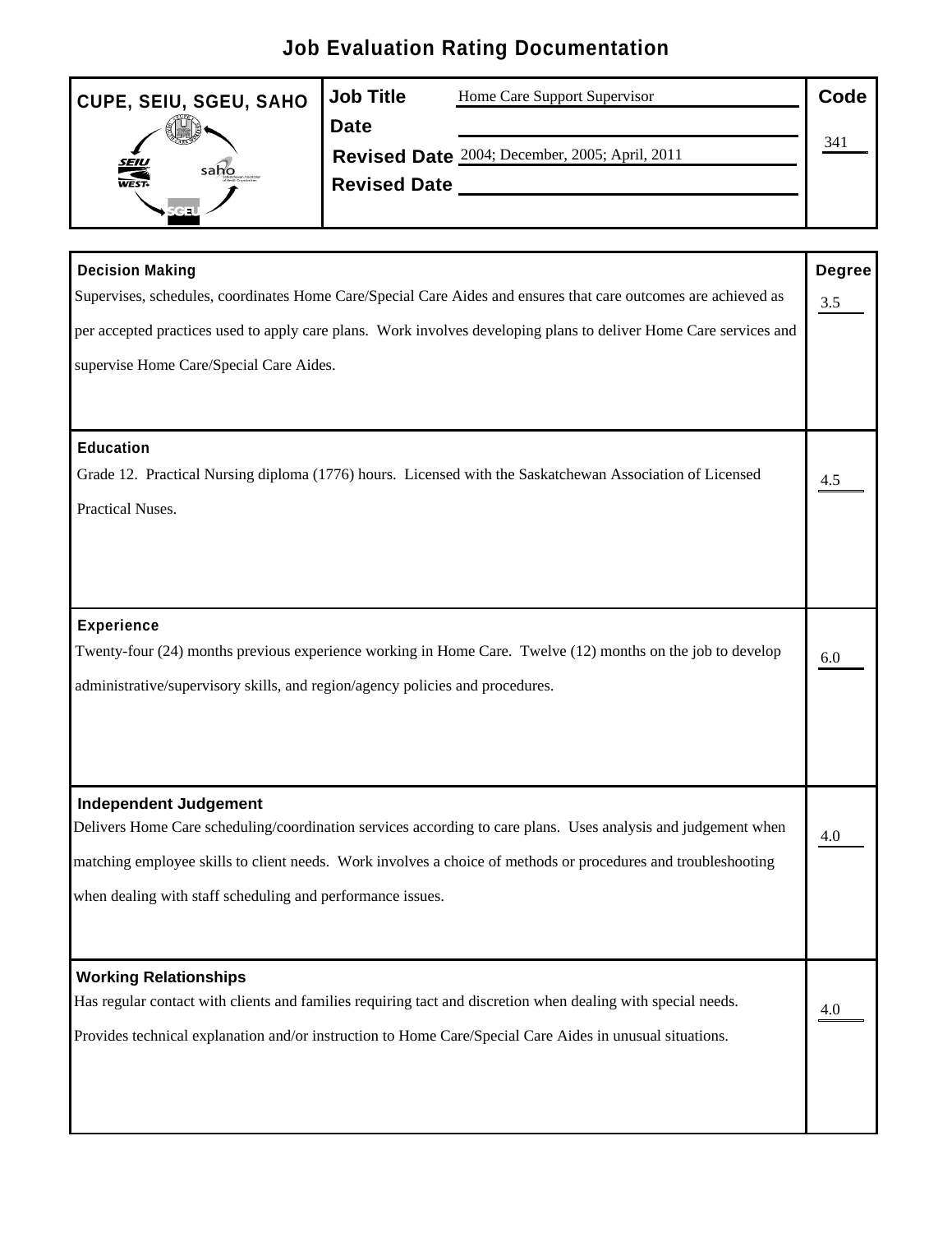# Job Evaluation Rating Documentation

| CUPE, SEIU, SGEU, SAHO | Job Title | Home Care Support Supervisor | Code |
|---|---|---|---|
| | Date | | 341 |
| | Revised Date | 2004; December, 2005; April, 2011 | |
| | Revised Date | | |

| | Degree |
|---|---|
| **Decision Making**<br>Supervises, schedules, coordinates Home Care/Special Care Aides and ensures that care outcomes are achieved as per accepted practices used to apply care plans. Work involves developing plans to deliver Home Care services and supervise Home Care/Special Care Aides. | 3.5 |
| **Education**<br>Grade 12. Practical Nursing diploma (1776) hours. Licensed with the Saskatchewan Association of Licensed Practical Nuses. | 4.5 |
| **Experience**<br>Twenty-four (24) months previous experience working in Home Care. Twelve (12) months on the job to develop administrative/supervisory skills, and region/agency policies and procedures. | 6.0 |
| **Independent Judgement**<br>Delivers Home Care scheduling/coordination services according to care plans. Uses analysis and judgement when matching employee skills to client needs. Work involves a choice of methods or procedures and troubleshooting when dealing with staff scheduling and performance issues. | 4.0 |
| **Working Relationships**<br>Has regular contact with clients and families requiring tact and discretion when dealing with special needs. Provides technical explanation and/or instruction to Home Care/Special Care Aides in unusual situations. | 4.0 |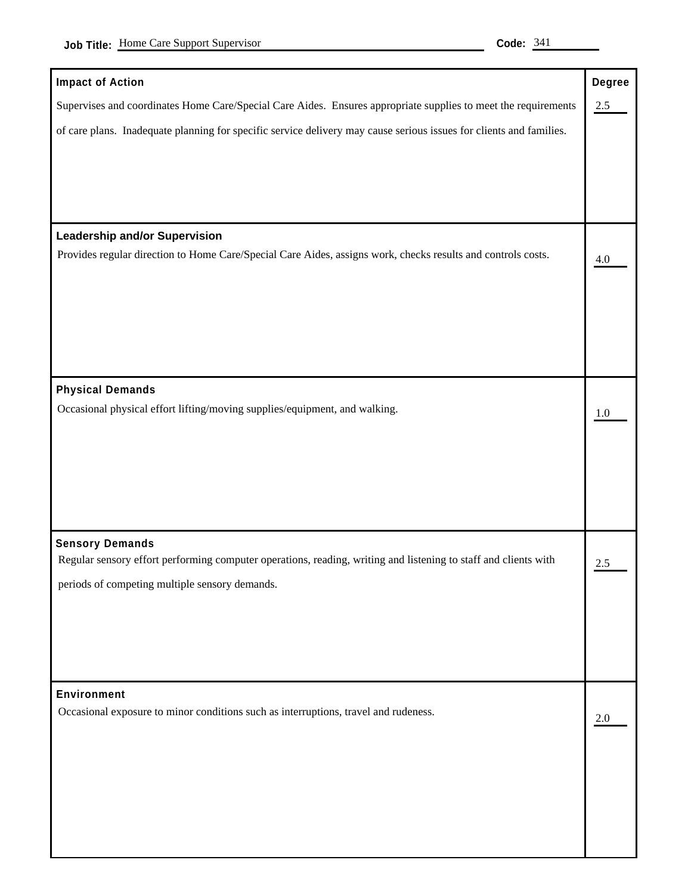**Job Title:** Home Care Support Supervisor **Code:** 341

| | |
|---|---|
| **Impact of Action** | **Degree** |
| Supervises and coordinates Home Care/Special Care Aides. Ensures appropriate supplies to meet the requirements of care plans. Inadequate planning for specific service delivery may cause serious issues for clients and families. | 2.5 |
| **Leadership and/or Supervision** | |
| Provides regular direction to Home Care/Special Care Aides, assigns work, checks results and controls costs. | 4.0 |
| **Physical Demands** | |
| Occasional physical effort lifting/moving supplies/equipment, and walking. | 1.0 |
| **Sensory Demands** | |
| Regular sensory effort performing computer operations, reading, writing and listening to staff and clients with periods of competing multiple sensory demands. | 2.5 |
| **Environment** | |
| Occasional exposure to minor conditions such as interruptions, travel and rudeness. | 2.0 |